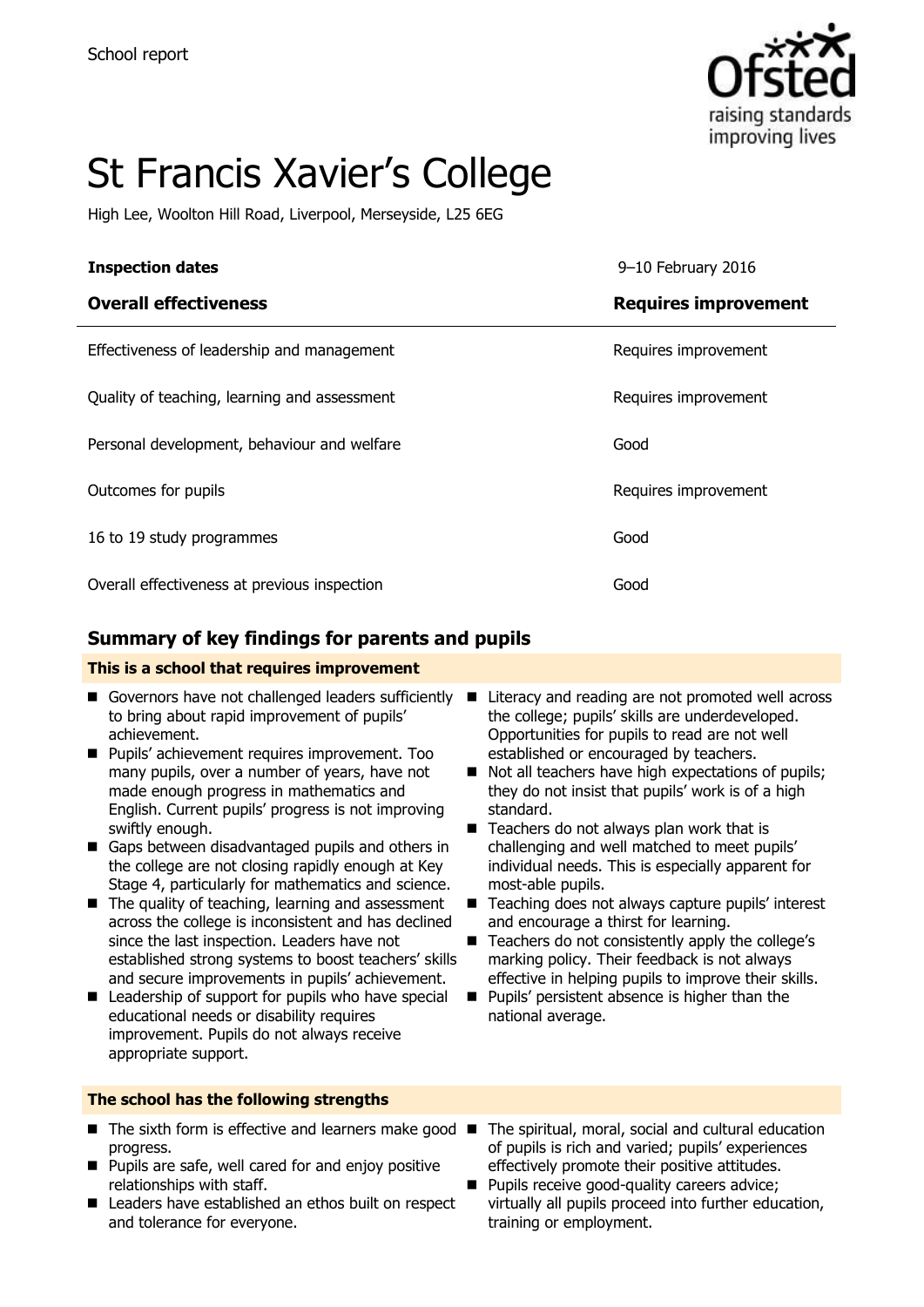School report

# St Francis Xavier's College

High Lee, Woolton Hill Road, Liverpool, Merseyside, L25 6EG

| **Inspection dates** | 9–10 February 2016 |
|---|---|
| **Overall effectiveness** | **Requires improvement** |
| Effectiveness of leadership and management | Requires improvement |
| Quality of teaching, learning and assessment | Requires improvement |
| Personal development, behaviour and welfare | Good |
| Outcomes for pupils | Requires improvement |
| 16 to 19 study programmes | Good |
| Overall effectiveness at previous inspection | Good |

## Summary of key findings for parents and pupils

**This is a school that requires improvement**

- Governors have not challenged leaders sufficiently to bring about rapid improvement of pupils' achievement.
- Pupils' achievement requires improvement. Too many pupils, over a number of years, have not made enough progress in mathematics and English. Current pupils' progress is not improving swiftly enough.
- Gaps between disadvantaged pupils and others in the college are not closing rapidly enough at Key Stage 4, particularly for mathematics and science.
- The quality of teaching, learning and assessment across the college is inconsistent and has declined since the last inspection. Leaders have not established strong systems to boost teachers' skills and secure improvements in pupils' achievement.
- Leadership of support for pupils who have special educational needs or disability requires improvement. Pupils do not always receive appropriate support.
- Literacy and reading are not promoted well across the college; pupils' skills are underdeveloped. Opportunities for pupils to read are not well established or encouraged by teachers.
- Not all teachers have high expectations of pupils; they do not insist that pupils' work is of a high standard.
- Teachers do not always plan work that is challenging and well matched to meet pupils' individual needs. This is especially apparent for most-able pupils.
- Teaching does not always capture pupils' interest and encourage a thirst for learning.
- Teachers do not consistently apply the college's marking policy. Their feedback is not always effective in helping pupils to improve their skills.
- Pupils' persistent absence is higher than the national average.

**The school has the following strengths**

- The sixth form is effective and learners make good progress.
- Pupils are safe, well cared for and enjoy positive relationships with staff.
- Leaders have established an ethos built on respect and tolerance for everyone.
- The spiritual, moral, social and cultural education of pupils is rich and varied; pupils' experiences effectively promote their positive attitudes.
- Pupils receive good-quality careers advice; virtually all pupils proceed into further education, training or employment.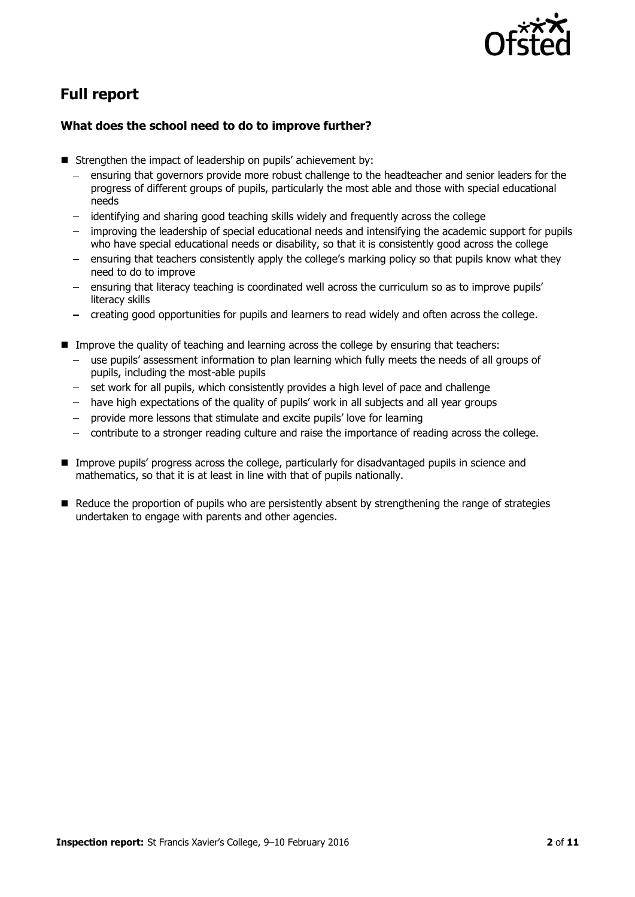## Full report

### What does the school need to do to improve further?

- Strengthen the impact of leadership on pupils' achievement by:
  - ensuring that governors provide more robust challenge to the headteacher and senior leaders for the progress of different groups of pupils, particularly the most able and those with special educational needs
  - identifying and sharing good teaching skills widely and frequently across the college
  - improving the leadership of special educational needs and intensifying the academic support for pupils who have special educational needs or disability, so that it is consistently good across the college
  - ensuring that teachers consistently apply the college's marking policy so that pupils know what they need to do to improve
  - ensuring that literacy teaching is coordinated well across the curriculum so as to improve pupils' literacy skills
  - creating good opportunities for pupils and learners to read widely and often across the college.
- Improve the quality of teaching and learning across the college by ensuring that teachers:
  - use pupils' assessment information to plan learning which fully meets the needs of all groups of pupils, including the most-able pupils
  - set work for all pupils, which consistently provides a high level of pace and challenge
  - have high expectations of the quality of pupils' work in all subjects and all year groups
  - provide more lessons that stimulate and excite pupils' love for learning
  - contribute to a stronger reading culture and raise the importance of reading across the college.
- Improve pupils' progress across the college, particularly for disadvantaged pupils in science and mathematics, so that it is at least in line with that of pupils nationally.
- Reduce the proportion of pupils who are persistently absent by strengthening the range of strategies undertaken to engage with parents and other agencies.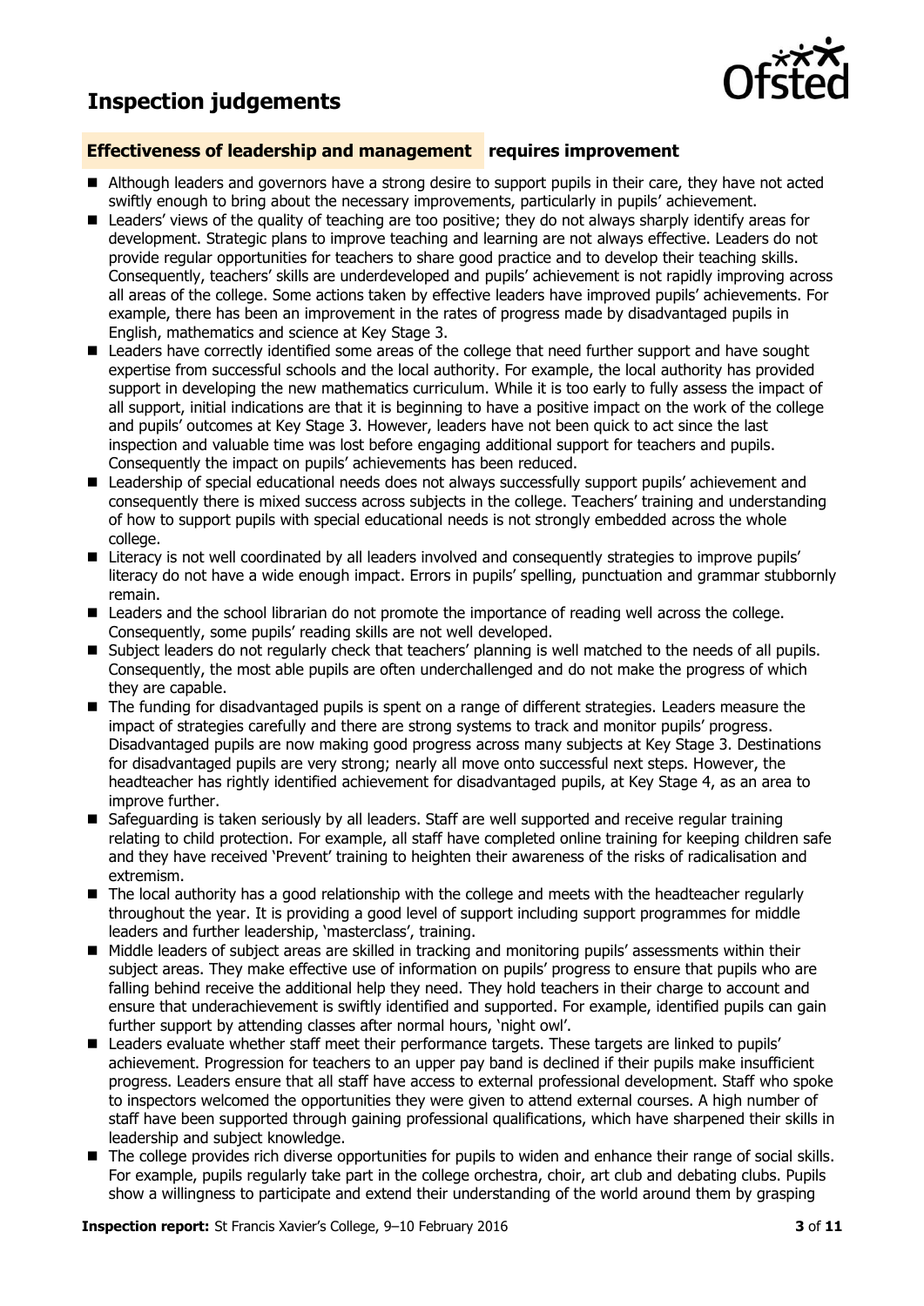## Inspection judgements

### Effectiveness of leadership and management requires improvement

- Although leaders and governors have a strong desire to support pupils in their care, they have not acted swiftly enough to bring about the necessary improvements, particularly in pupils' achievement.
- Leaders' views of the quality of teaching are too positive; they do not always sharply identify areas for development. Strategic plans to improve teaching and learning are not always effective. Leaders do not provide regular opportunities for teachers to share good practice and to develop their teaching skills. Consequently, teachers' skills are underdeveloped and pupils' achievement is not rapidly improving across all areas of the college. Some actions taken by effective leaders have improved pupils' achievements. For example, there has been an improvement in the rates of progress made by disadvantaged pupils in English, mathematics and science at Key Stage 3.
- Leaders have correctly identified some areas of the college that need further support and have sought expertise from successful schools and the local authority. For example, the local authority has provided support in developing the new mathematics curriculum. While it is too early to fully assess the impact of all support, initial indications are that it is beginning to have a positive impact on the work of the college and pupils' outcomes at Key Stage 3. However, leaders have not been quick to act since the last inspection and valuable time was lost before engaging additional support for teachers and pupils. Consequently the impact on pupils' achievements has been reduced.
- Leadership of special educational needs does not always successfully support pupils' achievement and consequently there is mixed success across subjects in the college. Teachers' training and understanding of how to support pupils with special educational needs is not strongly embedded across the whole college.
- Literacy is not well coordinated by all leaders involved and consequently strategies to improve pupils' literacy do not have a wide enough impact. Errors in pupils' spelling, punctuation and grammar stubbornly remain.
- Leaders and the school librarian do not promote the importance of reading well across the college. Consequently, some pupils' reading skills are not well developed.
- Subject leaders do not regularly check that teachers' planning is well matched to the needs of all pupils. Consequently, the most able pupils are often underchallenged and do not make the progress of which they are capable.
- The funding for disadvantaged pupils is spent on a range of different strategies. Leaders measure the impact of strategies carefully and there are strong systems to track and monitor pupils' progress. Disadvantaged pupils are now making good progress across many subjects at Key Stage 3. Destinations for disadvantaged pupils are very strong; nearly all move onto successful next steps. However, the headteacher has rightly identified achievement for disadvantaged pupils, at Key Stage 4, as an area to improve further.
- Safeguarding is taken seriously by all leaders. Staff are well supported and receive regular training relating to child protection. For example, all staff have completed online training for keeping children safe and they have received 'Prevent' training to heighten their awareness of the risks of radicalisation and extremism.
- The local authority has a good relationship with the college and meets with the headteacher regularly throughout the year. It is providing a good level of support including support programmes for middle leaders and further leadership, 'masterclass', training.
- Middle leaders of subject areas are skilled in tracking and monitoring pupils' assessments within their subject areas. They make effective use of information on pupils' progress to ensure that pupils who are falling behind receive the additional help they need. They hold teachers in their charge to account and ensure that underachievement is swiftly identified and supported. For example, identified pupils can gain further support by attending classes after normal hours, 'night owl'.
- Leaders evaluate whether staff meet their performance targets. These targets are linked to pupils' achievement. Progression for teachers to an upper pay band is declined if their pupils make insufficient progress. Leaders ensure that all staff have access to external professional development. Staff who spoke to inspectors welcomed the opportunities they were given to attend external courses. A high number of staff have been supported through gaining professional qualifications, which have sharpened their skills in leadership and subject knowledge.
- The college provides rich diverse opportunities for pupils to widen and enhance their range of social skills. For example, pupils regularly take part in the college orchestra, choir, art club and debating clubs. Pupils show a willingness to participate and extend their understanding of the world around them by grasping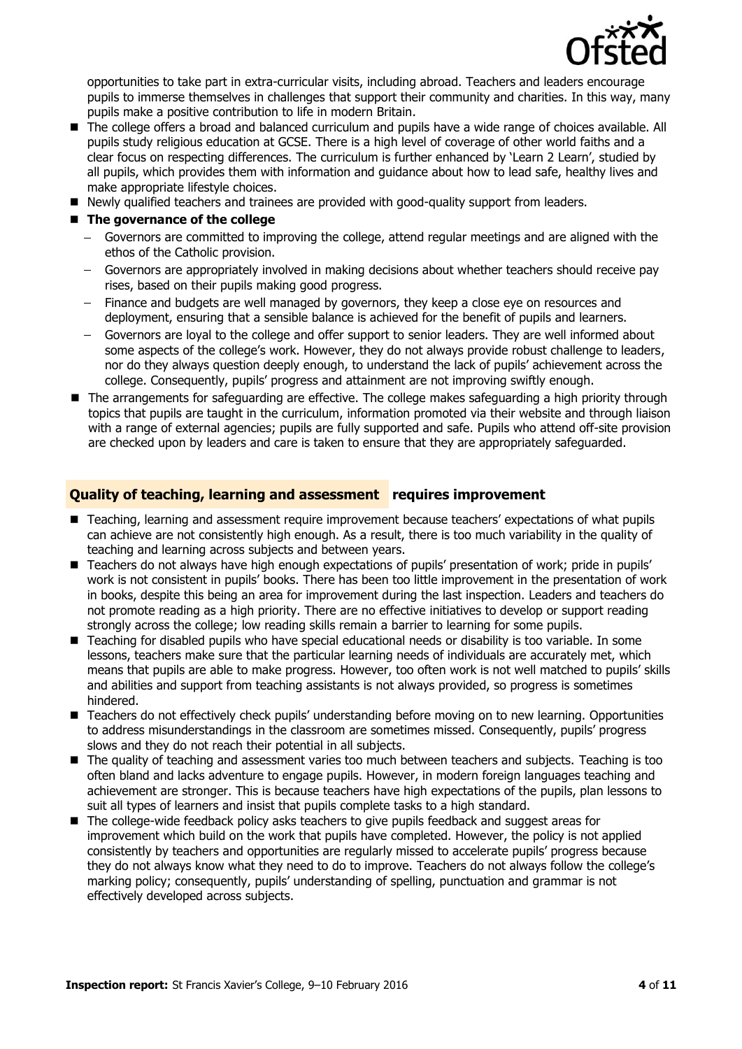opportunities to take part in extra-curricular visits, including abroad. Teachers and leaders encourage pupils to immerse themselves in challenges that support their community and charities. In this way, many pupils make a positive contribution to life in modern Britain.

- The college offers a broad and balanced curriculum and pupils have a wide range of choices available. All pupils study religious education at GCSE. There is a high level of coverage of other world faiths and a clear focus on respecting differences. The curriculum is further enhanced by 'Learn 2 Learn', studied by all pupils, which provides them with information and guidance about how to lead safe, healthy lives and make appropriate lifestyle choices.
- Newly qualified teachers and trainees are provided with good-quality support from leaders.
- **The governance of the college**
  - Governors are committed to improving the college, attend regular meetings and are aligned with the ethos of the Catholic provision.
  - Governors are appropriately involved in making decisions about whether teachers should receive pay rises, based on their pupils making good progress.
  - Finance and budgets are well managed by governors, they keep a close eye on resources and deployment, ensuring that a sensible balance is achieved for the benefit of pupils and learners.
  - Governors are loyal to the college and offer support to senior leaders. They are well informed about some aspects of the college's work. However, they do not always provide robust challenge to leaders, nor do they always question deeply enough, to understand the lack of pupils' achievement across the college. Consequently, pupils' progress and attainment are not improving swiftly enough.
- The arrangements for safeguarding are effective. The college makes safeguarding a high priority through topics that pupils are taught in the curriculum, information promoted via their website and through liaison with a range of external agencies; pupils are fully supported and safe. Pupils who attend off-site provision are checked upon by leaders and care is taken to ensure that they are appropriately safeguarded.

## Quality of teaching, learning and assessment requires improvement

- Teaching, learning and assessment require improvement because teachers' expectations of what pupils can achieve are not consistently high enough. As a result, there is too much variability in the quality of teaching and learning across subjects and between years.
- Teachers do not always have high enough expectations of pupils' presentation of work; pride in pupils' work is not consistent in pupils' books. There has been too little improvement in the presentation of work in books, despite this being an area for improvement during the last inspection. Leaders and teachers do not promote reading as a high priority. There are no effective initiatives to develop or support reading strongly across the college; low reading skills remain a barrier to learning for some pupils.
- Teaching for disabled pupils who have special educational needs or disability is too variable. In some lessons, teachers make sure that the particular learning needs of individuals are accurately met, which means that pupils are able to make progress. However, too often work is not well matched to pupils' skills and abilities and support from teaching assistants is not always provided, so progress is sometimes hindered.
- Teachers do not effectively check pupils' understanding before moving on to new learning. Opportunities to address misunderstandings in the classroom are sometimes missed. Consequently, pupils' progress slows and they do not reach their potential in all subjects.
- The quality of teaching and assessment varies too much between teachers and subjects. Teaching is too often bland and lacks adventure to engage pupils. However, in modern foreign languages teaching and achievement are stronger. This is because teachers have high expectations of the pupils, plan lessons to suit all types of learners and insist that pupils complete tasks to a high standard.
- The college-wide feedback policy asks teachers to give pupils feedback and suggest areas for improvement which build on the work that pupils have completed. However, the policy is not applied consistently by teachers and opportunities are regularly missed to accelerate pupils' progress because they do not always know what they need to do to improve. Teachers do not always follow the college's marking policy; consequently, pupils' understanding of spelling, punctuation and grammar is not effectively developed across subjects.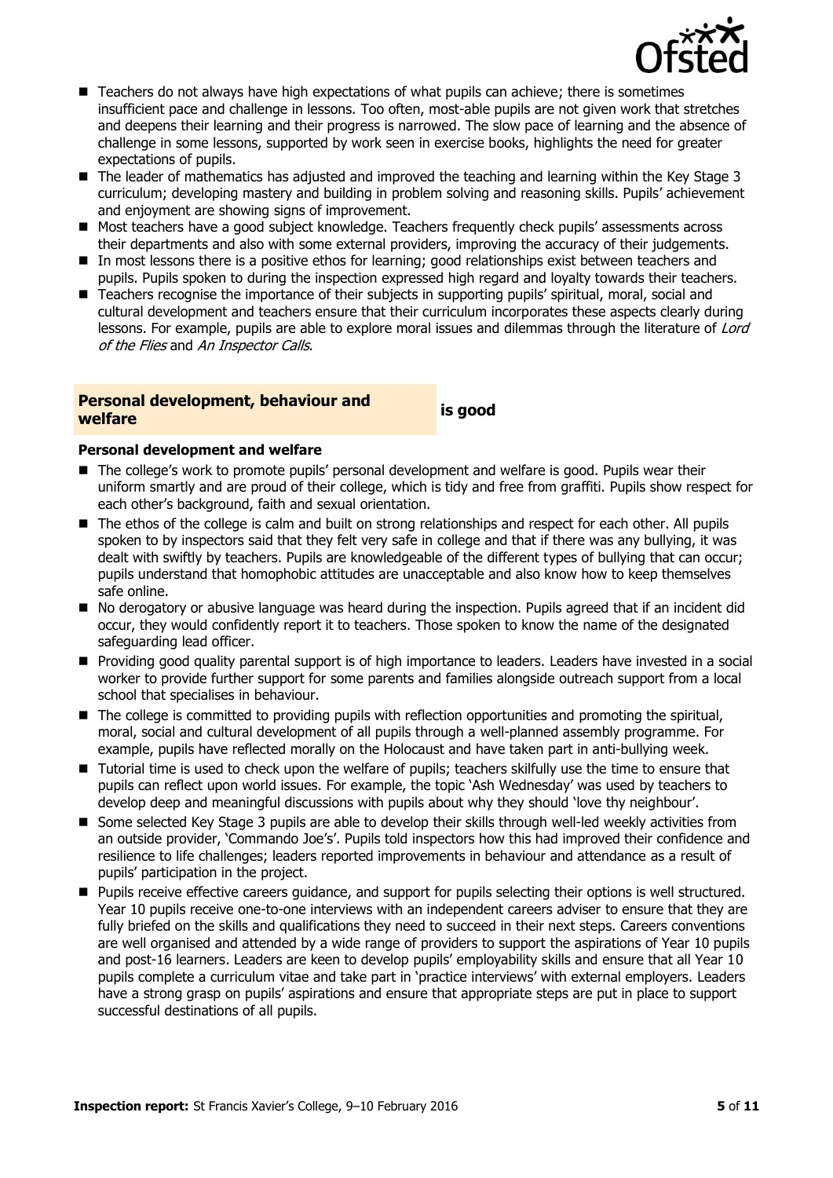- Teachers do not always have high expectations of what pupils can achieve; there is sometimes insufficient pace and challenge in lessons. Too often, most-able pupils are not given work that stretches and deepens their learning and their progress is narrowed. The slow pace of learning and the absence of challenge in some lessons, supported by work seen in exercise books, highlights the need for greater expectations of pupils.
- The leader of mathematics has adjusted and improved the teaching and learning within the Key Stage 3 curriculum; developing mastery and building in problem solving and reasoning skills. Pupils' achievement and enjoyment are showing signs of improvement.
- Most teachers have a good subject knowledge. Teachers frequently check pupils' assessments across their departments and also with some external providers, improving the accuracy of their judgements.
- In most lessons there is a positive ethos for learning; good relationships exist between teachers and pupils. Pupils spoken to during the inspection expressed high regard and loyalty towards their teachers.
- Teachers recognise the importance of their subjects in supporting pupils' spiritual, moral, social and cultural development and teachers ensure that their curriculum incorporates these aspects clearly during lessons. For example, pupils are able to explore moral issues and dilemmas through the literature of *Lord of the Flies* and *An Inspector Calls*.

## Personal development, behaviour and welfare **is good**

### Personal development and welfare

- The college's work to promote pupils' personal development and welfare is good. Pupils wear their uniform smartly and are proud of their college, which is tidy and free from graffiti. Pupils show respect for each other's background, faith and sexual orientation.
- The ethos of the college is calm and built on strong relationships and respect for each other. All pupils spoken to by inspectors said that they felt very safe in college and that if there was any bullying, it was dealt with swiftly by teachers. Pupils are knowledgeable of the different types of bullying that can occur; pupils understand that homophobic attitudes are unacceptable and also know how to keep themselves safe online.
- No derogatory or abusive language was heard during the inspection. Pupils agreed that if an incident did occur, they would confidently report it to teachers. Those spoken to know the name of the designated safeguarding lead officer.
- Providing good quality parental support is of high importance to leaders. Leaders have invested in a social worker to provide further support for some parents and families alongside outreach support from a local school that specialises in behaviour.
- The college is committed to providing pupils with reflection opportunities and promoting the spiritual, moral, social and cultural development of all pupils through a well-planned assembly programme. For example, pupils have reflected morally on the Holocaust and have taken part in anti-bullying week.
- Tutorial time is used to check upon the welfare of pupils; teachers skilfully use the time to ensure that pupils can reflect upon world issues. For example, the topic 'Ash Wednesday' was used by teachers to develop deep and meaningful discussions with pupils about why they should 'love thy neighbour'.
- Some selected Key Stage 3 pupils are able to develop their skills through well-led weekly activities from an outside provider, 'Commando Joe's'. Pupils told inspectors how this had improved their confidence and resilience to life challenges; leaders reported improvements in behaviour and attendance as a result of pupils' participation in the project.
- Pupils receive effective careers guidance, and support for pupils selecting their options is well structured. Year 10 pupils receive one-to-one interviews with an independent careers adviser to ensure that they are fully briefed on the skills and qualifications they need to succeed in their next steps. Careers conventions are well organised and attended by a wide range of providers to support the aspirations of Year 10 pupils and post-16 learners. Leaders are keen to develop pupils' employability skills and ensure that all Year 10 pupils complete a curriculum vitae and take part in 'practice interviews' with external employers. Leaders have a strong grasp on pupils' aspirations and ensure that appropriate steps are put in place to support successful destinations of all pupils.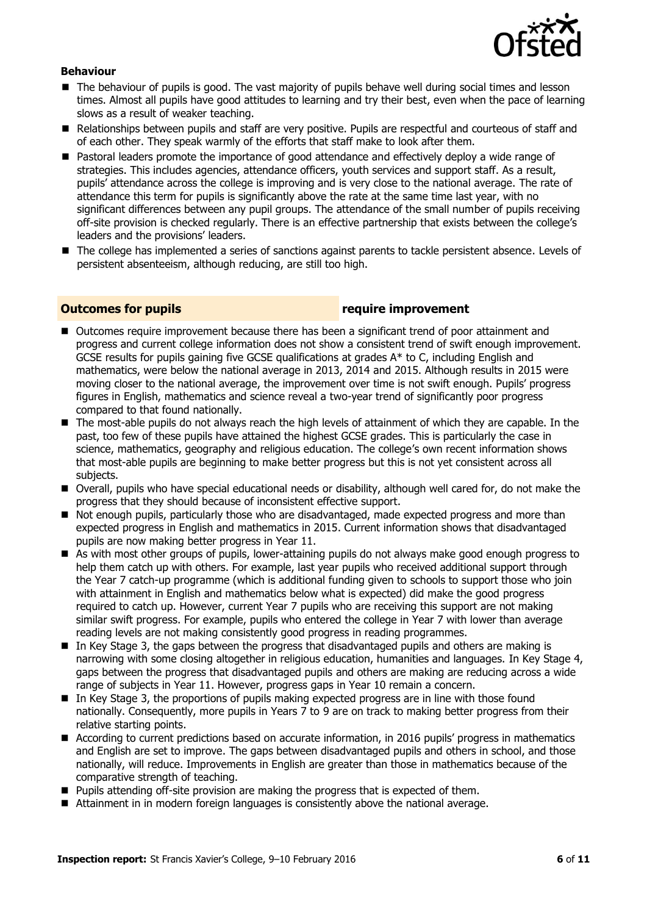### Behaviour

- The behaviour of pupils is good. The vast majority of pupils behave well during social times and lesson times. Almost all pupils have good attitudes to learning and try their best, even when the pace of learning slows as a result of weaker teaching.
- Relationships between pupils and staff are very positive. Pupils are respectful and courteous of staff and of each other. They speak warmly of the efforts that staff make to look after them.
- Pastoral leaders promote the importance of good attendance and effectively deploy a wide range of strategies. This includes agencies, attendance officers, youth services and support staff. As a result, pupils' attendance across the college is improving and is very close to the national average. The rate of attendance this term for pupils is significantly above the rate at the same time last year, with no significant differences between any pupil groups. The attendance of the small number of pupils receiving off-site provision is checked regularly. There is an effective partnership that exists between the college's leaders and the provisions' leaders.
- The college has implemented a series of sanctions against parents to tackle persistent absence. Levels of persistent absenteeism, although reducing, are still too high.

## Outcomes for pupils — require improvement

- Outcomes require improvement because there has been a significant trend of poor attainment and progress and current college information does not show a consistent trend of swift enough improvement. GCSE results for pupils gaining five GCSE qualifications at grades A* to C, including English and mathematics, were below the national average in 2013, 2014 and 2015. Although results in 2015 were moving closer to the national average, the improvement over time is not swift enough. Pupils' progress figures in English, mathematics and science reveal a two-year trend of significantly poor progress compared to that found nationally.
- The most-able pupils do not always reach the high levels of attainment of which they are capable. In the past, too few of these pupils have attained the highest GCSE grades. This is particularly the case in science, mathematics, geography and religious education. The college's own recent information shows that most-able pupils are beginning to make better progress but this is not yet consistent across all subjects.
- Overall, pupils who have special educational needs or disability, although well cared for, do not make the progress that they should because of inconsistent effective support.
- Not enough pupils, particularly those who are disadvantaged, made expected progress and more than expected progress in English and mathematics in 2015. Current information shows that disadvantaged pupils are now making better progress in Year 11.
- As with most other groups of pupils, lower-attaining pupils do not always make good enough progress to help them catch up with others. For example, last year pupils who received additional support through the Year 7 catch-up programme (which is additional funding given to schools to support those who join with attainment in English and mathematics below what is expected) did make the good progress required to catch up. However, current Year 7 pupils who are receiving this support are not making similar swift progress. For example, pupils who entered the college in Year 7 with lower than average reading levels are not making consistently good progress in reading programmes.
- In Key Stage 3, the gaps between the progress that disadvantaged pupils and others are making is narrowing with some closing altogether in religious education, humanities and languages. In Key Stage 4, gaps between the progress that disadvantaged pupils and others are making are reducing across a wide range of subjects in Year 11. However, progress gaps in Year 10 remain a concern.
- In Key Stage 3, the proportions of pupils making expected progress are in line with those found nationally. Consequently, more pupils in Years 7 to 9 are on track to making better progress from their relative starting points.
- According to current predictions based on accurate information, in 2016 pupils' progress in mathematics and English are set to improve. The gaps between disadvantaged pupils and others in school, and those nationally, will reduce. Improvements in English are greater than those in mathematics because of the comparative strength of teaching.
- Pupils attending off-site provision are making the progress that is expected of them.
- Attainment in in modern foreign languages is consistently above the national average.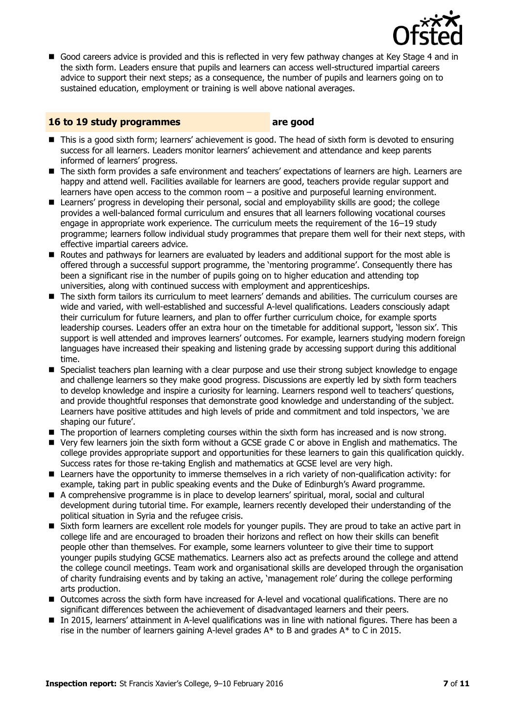- Good careers advice is provided and this is reflected in very few pathway changes at Key Stage 4 and in the sixth form. Leaders ensure that pupils and learners can access well-structured impartial careers advice to support their next steps; as a consequence, the number of pupils and learners going on to sustained education, employment or training is well above national averages.

## 16 to 19 study programmes are good

- This is a good sixth form; learners' achievement is good. The head of sixth form is devoted to ensuring success for all learners. Leaders monitor learners' achievement and attendance and keep parents informed of learners' progress.
- The sixth form provides a safe environment and teachers' expectations of learners are high. Learners are happy and attend well. Facilities available for learners are good, teachers provide regular support and learners have open access to the common room – a positive and purposeful learning environment.
- Learners' progress in developing their personal, social and employability skills are good; the college provides a well-balanced formal curriculum and ensures that all learners following vocational courses engage in appropriate work experience. The curriculum meets the requirement of the 16–19 study programme; learners follow individual study programmes that prepare them well for their next steps, with effective impartial careers advice.
- Routes and pathways for learners are evaluated by leaders and additional support for the most able is offered through a successful support programme, the 'mentoring programme'. Consequently there has been a significant rise in the number of pupils going on to higher education and attending top universities, along with continued success with employment and apprenticeships.
- The sixth form tailors its curriculum to meet learners' demands and abilities. The curriculum courses are wide and varied, with well-established and successful A-level qualifications. Leaders consciously adapt their curriculum for future learners, and plan to offer further curriculum choice, for example sports leadership courses. Leaders offer an extra hour on the timetable for additional support, 'lesson six'. This support is well attended and improves learners' outcomes. For example, learners studying modern foreign languages have increased their speaking and listening grade by accessing support during this additional time.
- Specialist teachers plan learning with a clear purpose and use their strong subject knowledge to engage and challenge learners so they make good progress. Discussions are expertly led by sixth form teachers to develop knowledge and inspire a curiosity for learning. Learners respond well to teachers' questions, and provide thoughtful responses that demonstrate good knowledge and understanding of the subject. Learners have positive attitudes and high levels of pride and commitment and told inspectors, 'we are shaping our future'.
- The proportion of learners completing courses within the sixth form has increased and is now strong.
- Very few learners join the sixth form without a GCSE grade C or above in English and mathematics. The college provides appropriate support and opportunities for these learners to gain this qualification quickly. Success rates for those re-taking English and mathematics at GCSE level are very high.
- Learners have the opportunity to immerse themselves in a rich variety of non-qualification activity: for example, taking part in public speaking events and the Duke of Edinburgh's Award programme.
- A comprehensive programme is in place to develop learners' spiritual, moral, social and cultural development during tutorial time. For example, learners recently developed their understanding of the political situation in Syria and the refugee crisis.
- Sixth form learners are excellent role models for younger pupils. They are proud to take an active part in college life and are encouraged to broaden their horizons and reflect on how their skills can benefit people other than themselves. For example, some learners volunteer to give their time to support younger pupils studying GCSE mathematics. Learners also act as prefects around the college and attend the college council meetings. Team work and organisational skills are developed through the organisation of charity fundraising events and by taking an active, 'management role' during the college performing arts production.
- Outcomes across the sixth form have increased for A-level and vocational qualifications. There are no significant differences between the achievement of disadvantaged learners and their peers.
- In 2015, learners' attainment in A-level qualifications was in line with national figures. There has been a rise in the number of learners gaining A-level grades A* to B and grades A* to C in 2015.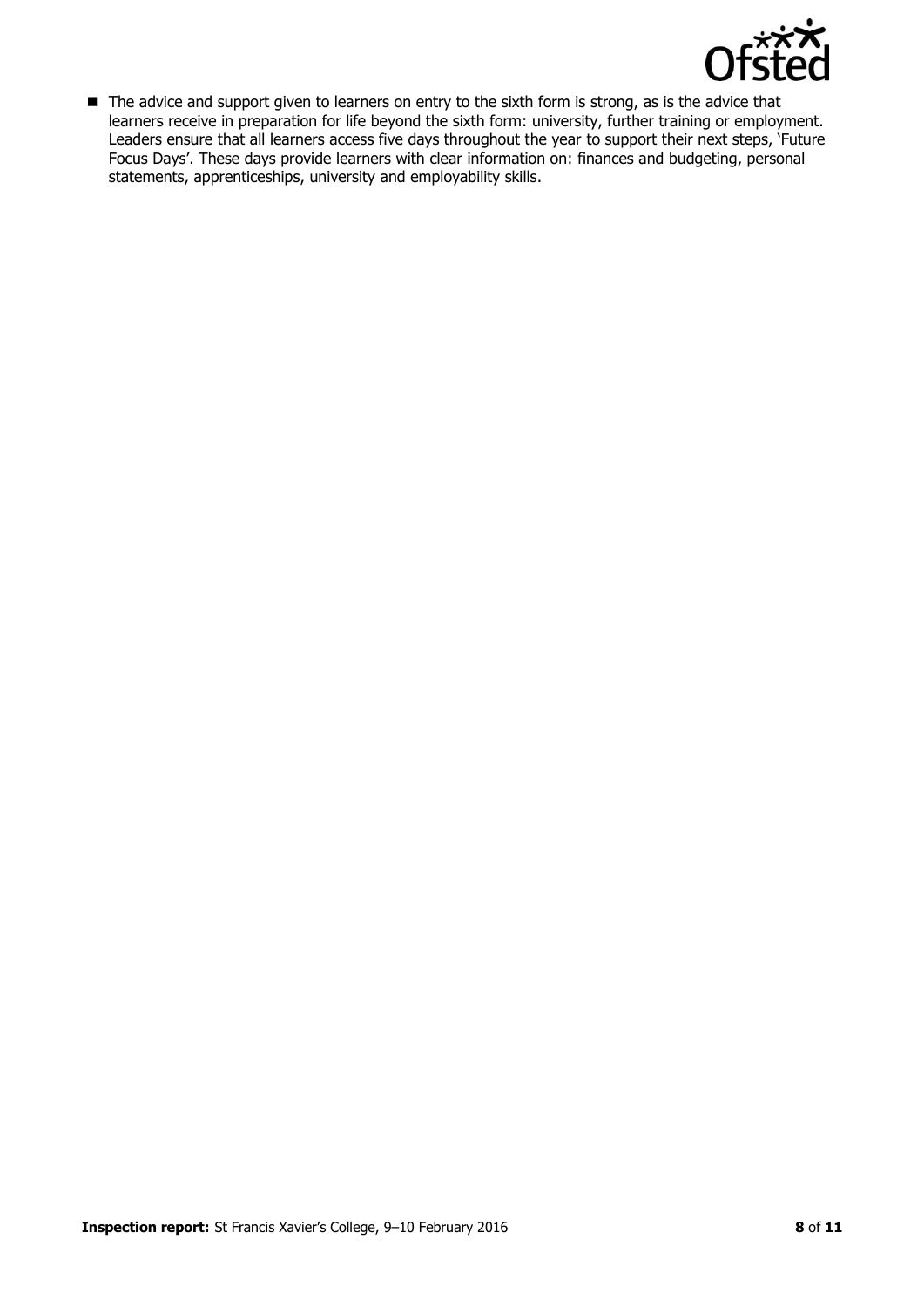- The advice and support given to learners on entry to the sixth form is strong, as is the advice that learners receive in preparation for life beyond the sixth form: university, further training or employment. Leaders ensure that all learners access five days throughout the year to support their next steps, 'Future Focus Days'. These days provide learners with clear information on: finances and budgeting, personal statements, apprenticeships, university and employability skills.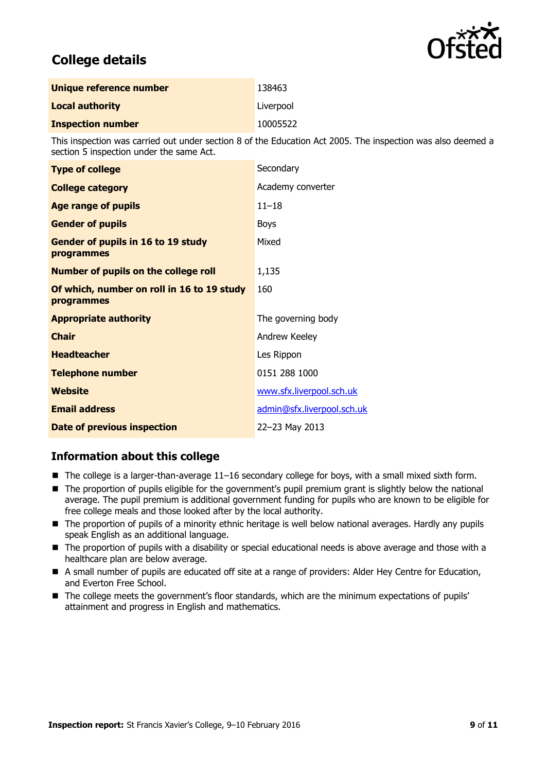## College details

| | |
|---|---|
| **Unique reference number** | 138463 |
| **Local authority** | Liverpool |
| **Inspection number** | 10005522 |

This inspection was carried out under section 8 of the Education Act 2005. The inspection was also deemed a section 5 inspection under the same Act.

| | |
|---|---|
| **Type of college** | Secondary |
| **College category** | Academy converter |
| **Age range of pupils** | 11–18 |
| **Gender of pupils** | Boys |
| **Gender of pupils in 16 to 19 study programmes** | Mixed |
| **Number of pupils on the college roll** | 1,135 |
| **Of which, number on roll in 16 to 19 study programmes** | 160 |
| **Appropriate authority** | The governing body |
| **Chair** | Andrew Keeley |
| **Headteacher** | Les Rippon |
| **Telephone number** | 0151 288 1000 |
| **Website** | www.sfx.liverpool.sch.uk |
| **Email address** | admin@sfx.liverpool.sch.uk |
| **Date of previous inspection** | 22–23 May 2013 |

## Information about this college

- The college is a larger-than-average 11–16 secondary college for boys, with a small mixed sixth form.
- The proportion of pupils eligible for the government's pupil premium grant is slightly below the national average. The pupil premium is additional government funding for pupils who are known to be eligible for free college meals and those looked after by the local authority.
- The proportion of pupils of a minority ethnic heritage is well below national averages. Hardly any pupils speak English as an additional language.
- The proportion of pupils with a disability or special educational needs is above average and those with a healthcare plan are below average.
- A small number of pupils are educated off site at a range of providers: Alder Hey Centre for Education, and Everton Free School.
- The college meets the government's floor standards, which are the minimum expectations of pupils' attainment and progress in English and mathematics.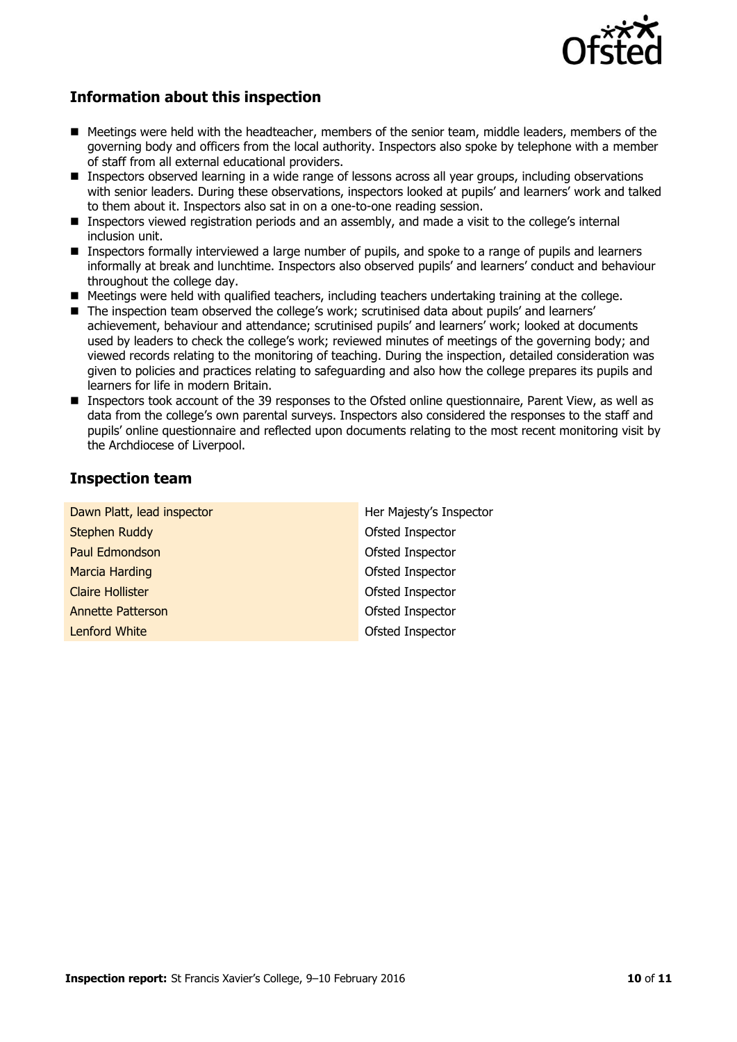## Information about this inspection

- Meetings were held with the headteacher, members of the senior team, middle leaders, members of the governing body and officers from the local authority. Inspectors also spoke by telephone with a member of staff from all external educational providers.
- Inspectors observed learning in a wide range of lessons across all year groups, including observations with senior leaders. During these observations, inspectors looked at pupils' and learners' work and talked to them about it. Inspectors also sat in on a one-to-one reading session.
- Inspectors viewed registration periods and an assembly, and made a visit to the college's internal inclusion unit.
- Inspectors formally interviewed a large number of pupils, and spoke to a range of pupils and learners informally at break and lunchtime. Inspectors also observed pupils' and learners' conduct and behaviour throughout the college day.
- Meetings were held with qualified teachers, including teachers undertaking training at the college.
- The inspection team observed the college's work; scrutinised data about pupils' and learners' achievement, behaviour and attendance; scrutinised pupils' and learners' work; looked at documents used by leaders to check the college's work; reviewed minutes of meetings of the governing body; and viewed records relating to the monitoring of teaching. During the inspection, detailed consideration was given to policies and practices relating to safeguarding and also how the college prepares its pupils and learners for life in modern Britain.
- Inspectors took account of the 39 responses to the Ofsted online questionnaire, Parent View, as well as data from the college's own parental surveys. Inspectors also considered the responses to the staff and pupils' online questionnaire and reflected upon documents relating to the most recent monitoring visit by the Archdiocese of Liverpool.

## Inspection team

| | |
|---|---|
| Dawn Platt, lead inspector | Her Majesty's Inspector |
| Stephen Ruddy | Ofsted Inspector |
| Paul Edmondson | Ofsted Inspector |
| Marcia Harding | Ofsted Inspector |
| Claire Hollister | Ofsted Inspector |
| Annette Patterson | Ofsted Inspector |
| Lenford White | Ofsted Inspector |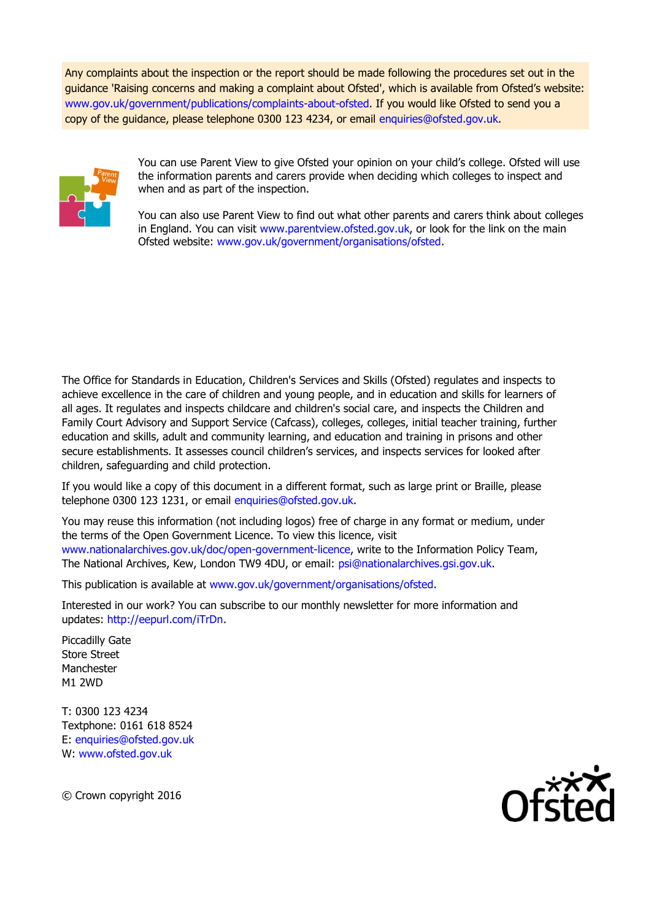Any complaints about the inspection or the report should be made following the procedures set out in the guidance 'Raising concerns and making a complaint about Ofsted', which is available from Ofsted's website: www.gov.uk/government/publications/complaints-about-ofsted. If you would like Ofsted to send you a copy of the guidance, please telephone 0300 123 4234, or email enquiries@ofsted.gov.uk.

You can use Parent View to give Ofsted your opinion on your child's college. Ofsted will use the information parents and carers provide when deciding which colleges to inspect and when and as part of the inspection.

You can also use Parent View to find out what other parents and carers think about colleges in England. You can visit www.parentview.ofsted.gov.uk, or look for the link on the main Ofsted website: www.gov.uk/government/organisations/ofsted.

The Office for Standards in Education, Children's Services and Skills (Ofsted) regulates and inspects to achieve excellence in the care of children and young people, and in education and skills for learners of all ages. It regulates and inspects childcare and children's social care, and inspects the Children and Family Court Advisory and Support Service (Cafcass), colleges, colleges, initial teacher training, further education and skills, adult and community learning, and education and training in prisons and other secure establishments. It assesses council children's services, and inspects services for looked after children, safeguarding and child protection.

If you would like a copy of this document in a different format, such as large print or Braille, please telephone 0300 123 1231, or email enquiries@ofsted.gov.uk.

You may reuse this information (not including logos) free of charge in any format or medium, under the terms of the Open Government Licence. To view this licence, visit www.nationalarchives.gov.uk/doc/open-government-licence, write to the Information Policy Team, The National Archives, Kew, London TW9 4DU, or email: psi@nationalarchives.gsi.gov.uk.

This publication is available at www.gov.uk/government/organisations/ofsted.

Interested in our work? You can subscribe to our monthly newsletter for more information and updates: http://eepurl.com/iTrDn.

Piccadilly Gate
Store Street
Manchester
M1 2WD

T: 0300 123 4234
Textphone: 0161 618 8524
E: enquiries@ofsted.gov.uk
W: www.ofsted.gov.uk

© Crown copyright 2016